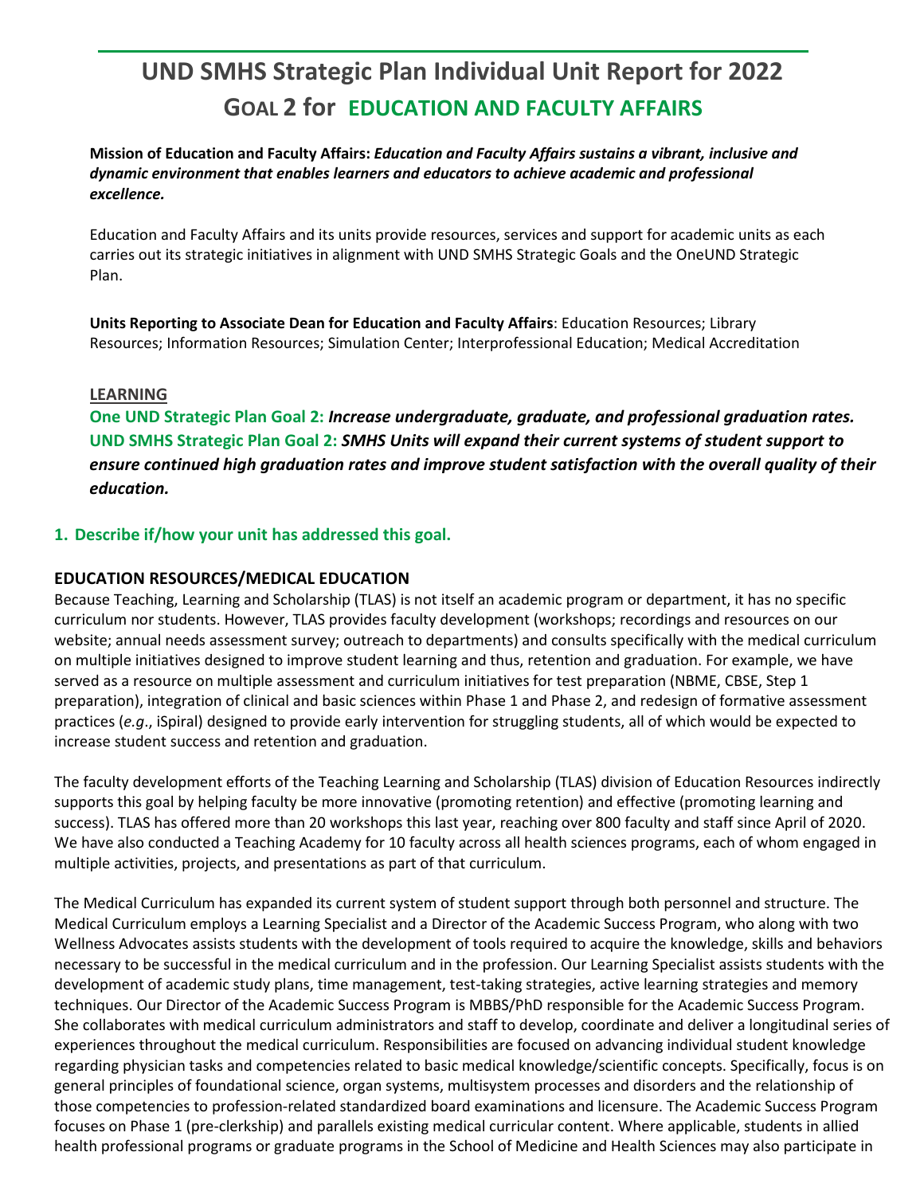# UND SMHS Strategic Plan Individual Unit Report for 2022

## GOAL 2 for EDUCATION AND FACULTY AFFAIRS

**Mission of Education and Faculty Affairs:** ***Education and Faculty Affairs sustains a vibrant, inclusive and dynamic environment that enables learners and educators to achieve academic and professional excellence.***

Education and Faculty Affairs and its units provide resources, services and support for academic units as each carries out its strategic initiatives in alignment with UND SMHS Strategic Goals and the OneUND Strategic Plan.

**Units Reporting to Associate Dean for Education and Faculty Affairs**: Education Resources; Library Resources; Information Resources; Simulation Center; Interprofessional Education; Medical Accreditation

**LEARNING**

**One UND Strategic Plan Goal 2:** ***Increase undergraduate, graduate, and professional graduation rates.***
**UND SMHS Strategic Plan Goal 2:** ***SMHS Units will expand their current systems of student support to ensure continued high graduation rates and improve student satisfaction with the overall quality of their education.***

### 1. Describe if/how your unit has addressed this goal.

### EDUCATION RESOURCES/MEDICAL EDUCATION

Because Teaching, Learning and Scholarship (TLAS) is not itself an academic program or department, it has no specific curriculum nor students. However, TLAS provides faculty development (workshops; recordings and resources on our website; annual needs assessment survey; outreach to departments) and consults specifically with the medical curriculum on multiple initiatives designed to improve student learning and thus, retention and graduation. For example, we have served as a resource on multiple assessment and curriculum initiatives for test preparation (NBME, CBSE, Step 1 preparation), integration of clinical and basic sciences within Phase 1 and Phase 2, and redesign of formative assessment practices (*e.g*., iSpiral) designed to provide early intervention for struggling students, all of which would be expected to increase student success and retention and graduation.

The faculty development efforts of the Teaching Learning and Scholarship (TLAS) division of Education Resources indirectly supports this goal by helping faculty be more innovative (promoting retention) and effective (promoting learning and success). TLAS has offered more than 20 workshops this last year, reaching over 800 faculty and staff since April of 2020. We have also conducted a Teaching Academy for 10 faculty across all health sciences programs, each of whom engaged in multiple activities, projects, and presentations as part of that curriculum.

The Medical Curriculum has expanded its current system of student support through both personnel and structure. The Medical Curriculum employs a Learning Specialist and a Director of the Academic Success Program, who along with two Wellness Advocates assists students with the development of tools required to acquire the knowledge, skills and behaviors necessary to be successful in the medical curriculum and in the profession. Our Learning Specialist assists students with the development of academic study plans, time management, test-taking strategies, active learning strategies and memory techniques. Our Director of the Academic Success Program is MBBS/PhD responsible for the Academic Success Program. She collaborates with medical curriculum administrators and staff to develop, coordinate and deliver a longitudinal series of experiences throughout the medical curriculum. Responsibilities are focused on advancing individual student knowledge regarding physician tasks and competencies related to basic medical knowledge/scientific concepts. Specifically, focus is on general principles of foundational science, organ systems, multisystem processes and disorders and the relationship of those competencies to profession-related standardized board examinations and licensure. The Academic Success Program focuses on Phase 1 (pre-clerkship) and parallels existing medical curricular content. Where applicable, students in allied health professional programs or graduate programs in the School of Medicine and Health Sciences may also participate in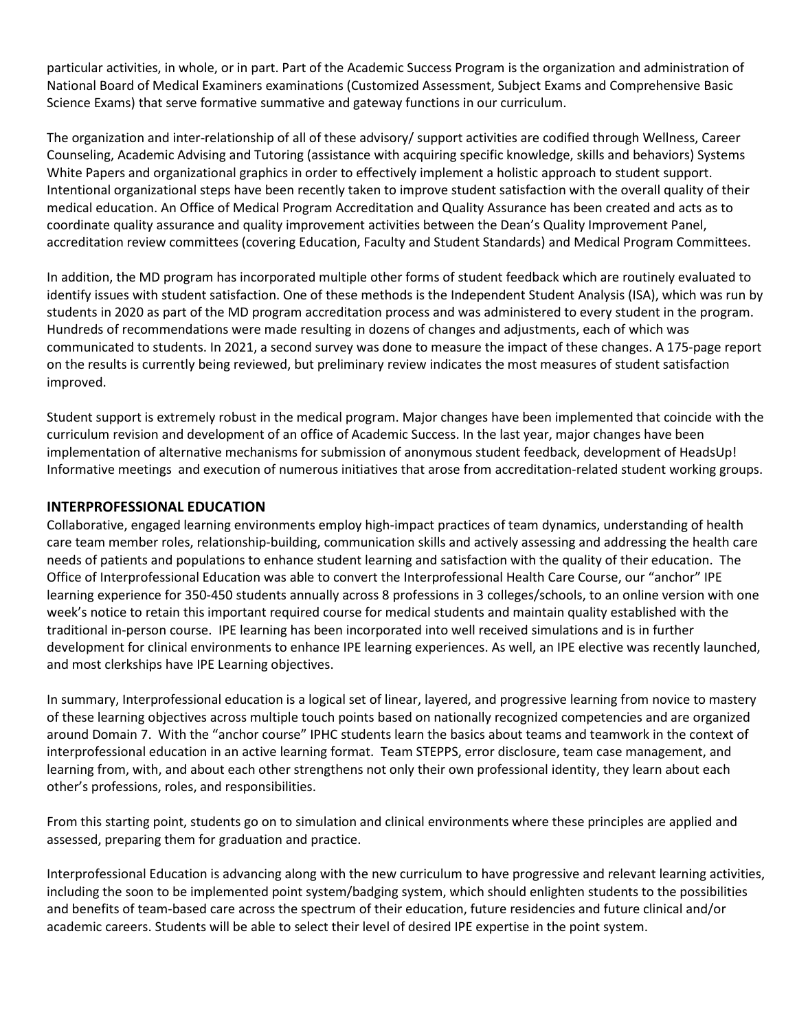particular activities, in whole, or in part. Part of the Academic Success Program is the organization and administration of National Board of Medical Examiners examinations (Customized Assessment, Subject Exams and Comprehensive Basic Science Exams) that serve formative summative and gateway functions in our curriculum.

The organization and inter-relationship of all of these advisory/ support activities are codified through Wellness, Career Counseling, Academic Advising and Tutoring (assistance with acquiring specific knowledge, skills and behaviors) Systems White Papers and organizational graphics in order to effectively implement a holistic approach to student support. Intentional organizational steps have been recently taken to improve student satisfaction with the overall quality of their medical education. An Office of Medical Program Accreditation and Quality Assurance has been created and acts as to coordinate quality assurance and quality improvement activities between the Dean's Quality Improvement Panel, accreditation review committees (covering Education, Faculty and Student Standards) and Medical Program Committees.

In addition, the MD program has incorporated multiple other forms of student feedback which are routinely evaluated to identify issues with student satisfaction. One of these methods is the Independent Student Analysis (ISA), which was run by students in 2020 as part of the MD program accreditation process and was administered to every student in the program. Hundreds of recommendations were made resulting in dozens of changes and adjustments, each of which was communicated to students. In 2021, a second survey was done to measure the impact of these changes. A 175-page report on the results is currently being reviewed, but preliminary review indicates the most measures of student satisfaction improved.

Student support is extremely robust in the medical program. Major changes have been implemented that coincide with the curriculum revision and development of an office of Academic Success. In the last year, major changes have been implementation of alternative mechanisms for submission of anonymous student feedback, development of HeadsUp! Informative meetings and execution of numerous initiatives that arose from accreditation-related student working groups.

## INTERPROFESSIONAL EDUCATION

Collaborative, engaged learning environments employ high-impact practices of team dynamics, understanding of health care team member roles, relationship-building, communication skills and actively assessing and addressing the health care needs of patients and populations to enhance student learning and satisfaction with the quality of their education. The Office of Interprofessional Education was able to convert the Interprofessional Health Care Course, our "anchor" IPE learning experience for 350-450 students annually across 8 professions in 3 colleges/schools, to an online version with one week's notice to retain this important required course for medical students and maintain quality established with the traditional in-person course. IPE learning has been incorporated into well received simulations and is in further development for clinical environments to enhance IPE learning experiences. As well, an IPE elective was recently launched, and most clerkships have IPE Learning objectives.

In summary, Interprofessional education is a logical set of linear, layered, and progressive learning from novice to mastery of these learning objectives across multiple touch points based on nationally recognized competencies and are organized around Domain 7. With the "anchor course" IPHC students learn the basics about teams and teamwork in the context of interprofessional education in an active learning format. Team STEPPS, error disclosure, team case management, and learning from, with, and about each other strengthens not only their own professional identity, they learn about each other's professions, roles, and responsibilities.

From this starting point, students go on to simulation and clinical environments where these principles are applied and assessed, preparing them for graduation and practice.

Interprofessional Education is advancing along with the new curriculum to have progressive and relevant learning activities, including the soon to be implemented point system/badging system, which should enlighten students to the possibilities and benefits of team-based care across the spectrum of their education, future residencies and future clinical and/or academic careers. Students will be able to select their level of desired IPE expertise in the point system.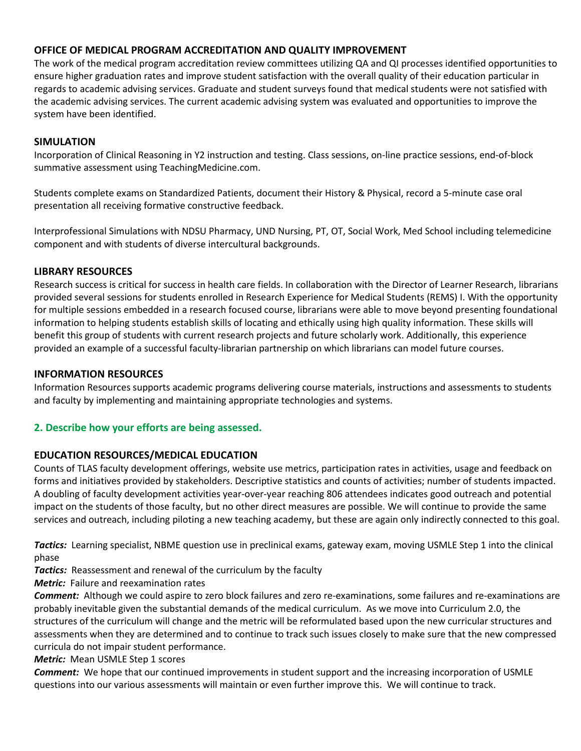### OFFICE OF MEDICAL PROGRAM ACCREDITATION AND QUALITY IMPROVEMENT

The work of the medical program accreditation review committees utilizing QA and QI processes identified opportunities to ensure higher graduation rates and improve student satisfaction with the overall quality of their education particular in regards to academic advising services. Graduate and student surveys found that medical students were not satisfied with the academic advising services. The current academic advising system was evaluated and opportunities to improve the system have been identified.

### SIMULATION

Incorporation of Clinical Reasoning in Y2 instruction and testing. Class sessions, on-line practice sessions, end-of-block summative assessment using TeachingMedicine.com.

Students complete exams on Standardized Patients, document their History & Physical, record a 5-minute case oral presentation all receiving formative constructive feedback.

Interprofessional Simulations with NDSU Pharmacy, UND Nursing, PT, OT, Social Work, Med School including telemedicine component and with students of diverse intercultural backgrounds.

### LIBRARY RESOURCES

Research success is critical for success in health care fields. In collaboration with the Director of Learner Research, librarians provided several sessions for students enrolled in Research Experience for Medical Students (REMS) I. With the opportunity for multiple sessions embedded in a research focused course, librarians were able to move beyond presenting foundational information to helping students establish skills of locating and ethically using high quality information. These skills will benefit this group of students with current research projects and future scholarly work. Additionally, this experience provided an example of a successful faculty-librarian partnership on which librarians can model future courses.

### INFORMATION RESOURCES

Information Resources supports academic programs delivering course materials, instructions and assessments to students and faculty by implementing and maintaining appropriate technologies and systems.

## 2. Describe how your efforts are being assessed.

### EDUCATION RESOURCES/MEDICAL EDUCATION

Counts of TLAS faculty development offerings, website use metrics, participation rates in activities, usage and feedback on forms and initiatives provided by stakeholders. Descriptive statistics and counts of activities; number of students impacted. A doubling of faculty development activities year-over-year reaching 806 attendees indicates good outreach and potential impact on the students of those faculty, but no other direct measures are possible. We will continue to provide the same services and outreach, including piloting a new teaching academy, but these are again only indirectly connected to this goal.

***Tactics:*** Learning specialist, NBME question use in preclinical exams, gateway exam, moving USMLE Step 1 into the clinical phase

***Tactics:*** Reassessment and renewal of the curriculum by the faculty

***Metric:*** Failure and reexamination rates

***Comment:*** Although we could aspire to zero block failures and zero re-examinations, some failures and re-examinations are probably inevitable given the substantial demands of the medical curriculum. As we move into Curriculum 2.0, the structures of the curriculum will change and the metric will be reformulated based upon the new curricular structures and assessments when they are determined and to continue to track such issues closely to make sure that the new compressed curricula do not impair student performance.

***Metric:*** Mean USMLE Step 1 scores

***Comment:*** We hope that our continued improvements in student support and the increasing incorporation of USMLE questions into our various assessments will maintain or even further improve this. We will continue to track.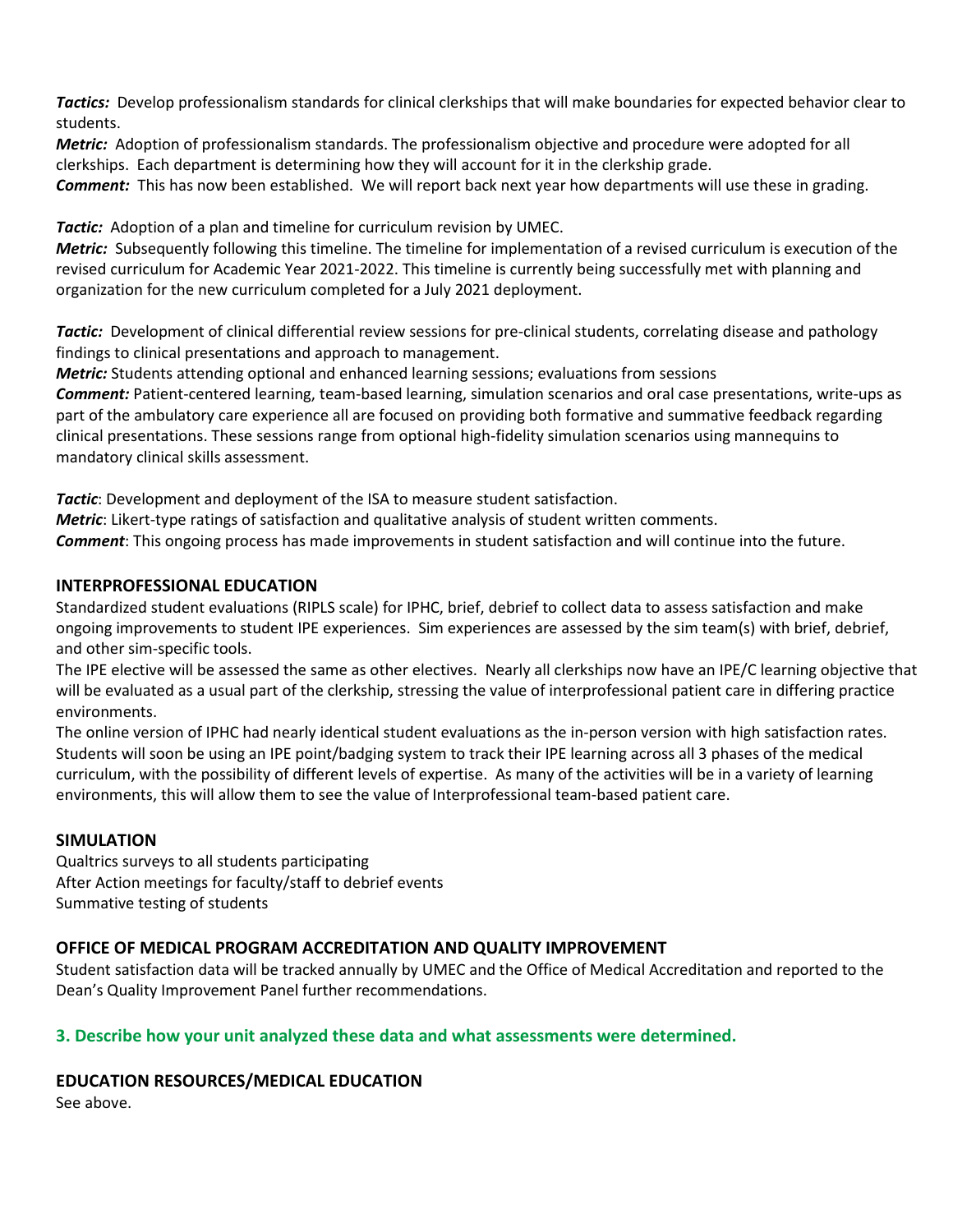***Tactics:*** Develop professionalism standards for clinical clerkships that will make boundaries for expected behavior clear to students.
***Metric:*** Adoption of professionalism standards. The professionalism objective and procedure were adopted for all clerkships. Each department is determining how they will account for it in the clerkship grade.
***Comment:*** This has now been established. We will report back next year how departments will use these in grading.

***Tactic:*** Adoption of a plan and timeline for curriculum revision by UMEC.
***Metric:*** Subsequently following this timeline. The timeline for implementation of a revised curriculum is execution of the revised curriculum for Academic Year 2021-2022. This timeline is currently being successfully met with planning and organization for the new curriculum completed for a July 2021 deployment.

***Tactic:*** Development of clinical differential review sessions for pre-clinical students, correlating disease and pathology findings to clinical presentations and approach to management.
***Metric:*** Students attending optional and enhanced learning sessions; evaluations from sessions
***Comment:*** Patient-centered learning, team-based learning, simulation scenarios and oral case presentations, write-ups as part of the ambulatory care experience all are focused on providing both formative and summative feedback regarding clinical presentations. These sessions range from optional high-fidelity simulation scenarios using mannequins to mandatory clinical skills assessment.

***Tactic***: Development and deployment of the ISA to measure student satisfaction.
***Metric***: Likert-type ratings of satisfaction and qualitative analysis of student written comments.
***Comment***: This ongoing process has made improvements in student satisfaction and will continue into the future.

## INTERPROFESSIONAL EDUCATION

Standardized student evaluations (RIPLS scale) for IPHC, brief, debrief to collect data to assess satisfaction and make ongoing improvements to student IPE experiences. Sim experiences are assessed by the sim team(s) with brief, debrief, and other sim-specific tools.
The IPE elective will be assessed the same as other electives. Nearly all clerkships now have an IPE/C learning objective that will be evaluated as a usual part of the clerkship, stressing the value of interprofessional patient care in differing practice environments.
The online version of IPHC had nearly identical student evaluations as the in-person version with high satisfaction rates. Students will soon be using an IPE point/badging system to track their IPE learning across all 3 phases of the medical curriculum, with the possibility of different levels of expertise. As many of the activities will be in a variety of learning environments, this will allow them to see the value of Interprofessional team-based patient care.

## SIMULATION

Qualtrics surveys to all students participating
After Action meetings for faculty/staff to debrief events
Summative testing of students

## OFFICE OF MEDICAL PROGRAM ACCREDITATION AND QUALITY IMPROVEMENT

Student satisfaction data will be tracked annually by UMEC and the Office of Medical Accreditation and reported to the Dean's Quality Improvement Panel further recommendations.

### 3. Describe how your unit analyzed these data and what assessments were determined.

## EDUCATION RESOURCES/MEDICAL EDUCATION

See above.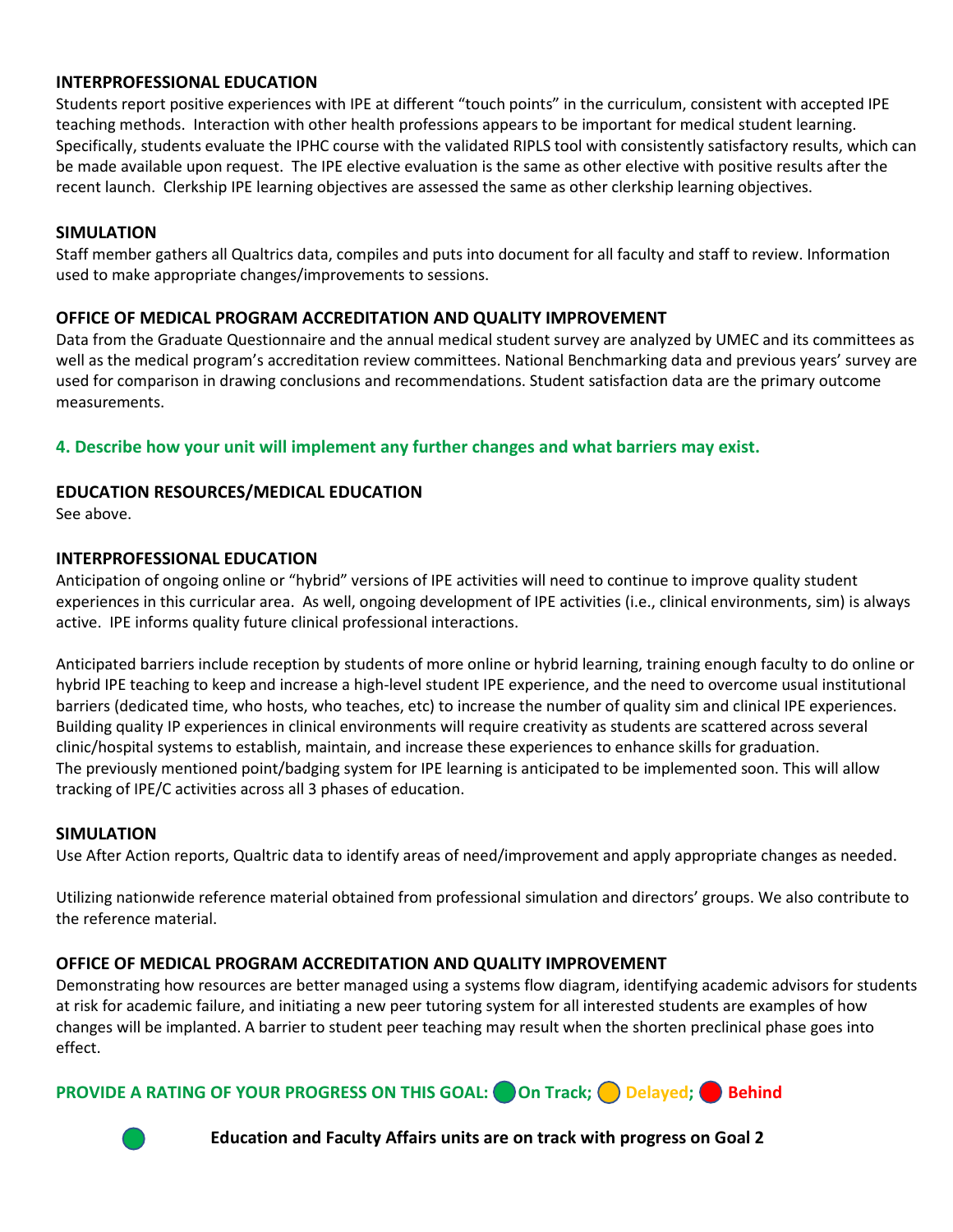**INTERPROFESSIONAL EDUCATION**

Students report positive experiences with IPE at different "touch points" in the curriculum, consistent with accepted IPE teaching methods. Interaction with other health professions appears to be important for medical student learning. Specifically, students evaluate the IPHC course with the validated RIPLS tool with consistently satisfactory results, which can be made available upon request. The IPE elective evaluation is the same as other elective with positive results after the recent launch. Clerkship IPE learning objectives are assessed the same as other clerkship learning objectives.

**SIMULATION**

Staff member gathers all Qualtrics data, compiles and puts into document for all faculty and staff to review. Information used to make appropriate changes/improvements to sessions.

**OFFICE OF MEDICAL PROGRAM ACCREDITATION AND QUALITY IMPROVEMENT**

Data from the Graduate Questionnaire and the annual medical student survey are analyzed by UMEC and its committees as well as the medical program's accreditation review committees. National Benchmarking data and previous years' survey are used for comparison in drawing conclusions and recommendations. Student satisfaction data are the primary outcome measurements.

### 4. Describe how your unit will implement any further changes and what barriers may exist.

**EDUCATION RESOURCES/MEDICAL EDUCATION**

See above.

**INTERPROFESSIONAL EDUCATION**

Anticipation of ongoing online or "hybrid" versions of IPE activities will need to continue to improve quality student experiences in this curricular area. As well, ongoing development of IPE activities (i.e., clinical environments, sim) is always active. IPE informs quality future clinical professional interactions.

Anticipated barriers include reception by students of more online or hybrid learning, training enough faculty to do online or hybrid IPE teaching to keep and increase a high-level student IPE experience, and the need to overcome usual institutional barriers (dedicated time, who hosts, who teaches, etc) to increase the number of quality sim and clinical IPE experiences. Building quality IP experiences in clinical environments will require creativity as students are scattered across several clinic/hospital systems to establish, maintain, and increase these experiences to enhance skills for graduation. The previously mentioned point/badging system for IPE learning is anticipated to be implemented soon. This will allow tracking of IPE/C activities across all 3 phases of education.

**SIMULATION**

Use After Action reports, Qualtric data to identify areas of need/improvement and apply appropriate changes as needed.

Utilizing nationwide reference material obtained from professional simulation and directors' groups. We also contribute to the reference material.

**OFFICE OF MEDICAL PROGRAM ACCREDITATION AND QUALITY IMPROVEMENT**

Demonstrating how resources are better managed using a systems flow diagram, identifying academic advisors for students at risk for academic failure, and initiating a new peer tutoring system for all interested students are examples of how changes will be implanted. A barrier to student peer teaching may result when the shorten preclinical phase goes into effect.

**PROVIDE A RATING OF YOUR PROGRESS ON THIS GOAL: ● On Track; ● Delayed; ● Behind**

● **Education and Faculty Affairs units are on track with progress on Goal 2**